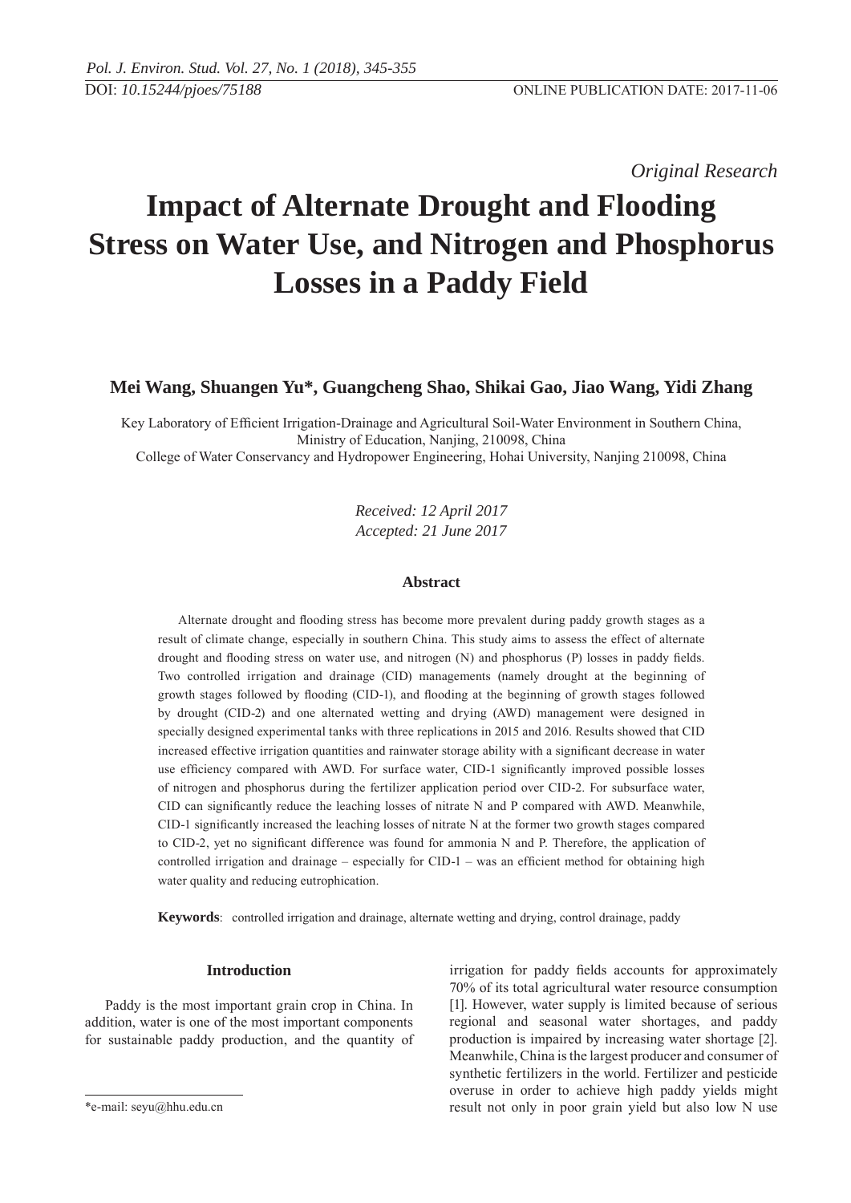*Original Research*

# Impact of Alternate Drought and Flooding Stress on Water Use, and Nitrogen and Phosphorus Losses in a Paddy Field

**Mei Wang, Shuangen Yu*, Guangcheng Shao, Shikai Gao, Jiao Wang, Yidi Zhang**

Key Laboratory of Efficient Irrigation-Drainage and Agricultural Soil-Water Environment in Southern China, Ministry of Education, Nanjing, 210098, China

College of Water Conservancy and Hydropower Engineering, Hohai University, Nanjing 210098, China

*Received: 12 April 2017*
*Accepted: 21 June 2017*

### Abstract

Alternate drought and flooding stress has become more prevalent during paddy growth stages as a result of climate change, especially in southern China. This study aims to assess the effect of alternate drought and flooding stress on water use, and nitrogen (N) and phosphorus (P) losses in paddy fields. Two controlled irrigation and drainage (CID) managements (namely drought at the beginning of growth stages followed by flooding (CID-1), and flooding at the beginning of growth stages followed by drought (CID-2) and one alternated wetting and drying (AWD) management were designed in specially designed experimental tanks with three replications in 2015 and 2016. Results showed that CID increased effective irrigation quantities and rainwater storage ability with a significant decrease in water use efficiency compared with AWD. For surface water, CID-1 significantly improved possible losses of nitrogen and phosphorus during the fertilizer application period over CID-2. For subsurface water, CID can significantly reduce the leaching losses of nitrate N and P compared with AWD. Meanwhile, CID-1 significantly increased the leaching losses of nitrate N at the former two growth stages compared to CID-2, yet no significant difference was found for ammonia N and P. Therefore, the application of controlled irrigation and drainage – especially for CID-1 – was an efficient method for obtaining high water quality and reducing eutrophication.

**Keywords**: controlled irrigation and drainage, alternate wetting and drying, control drainage, paddy

## Introduction

Paddy is the most important grain crop in China. In addition, water is one of the most important components for sustainable paddy production, and the quantity of irrigation for paddy fields accounts for approximately 70% of its total agricultural water resource consumption [1]. However, water supply is limited because of serious regional and seasonal water shortages, and paddy production is impaired by increasing water shortage [2]. Meanwhile, China is the largest producer and consumer of synthetic fertilizers in the world. Fertilizer and pesticide overuse in order to achieve high paddy yields might result not only in poor grain yield but also low N use

*e-mail: seyu@hhu.edu.cn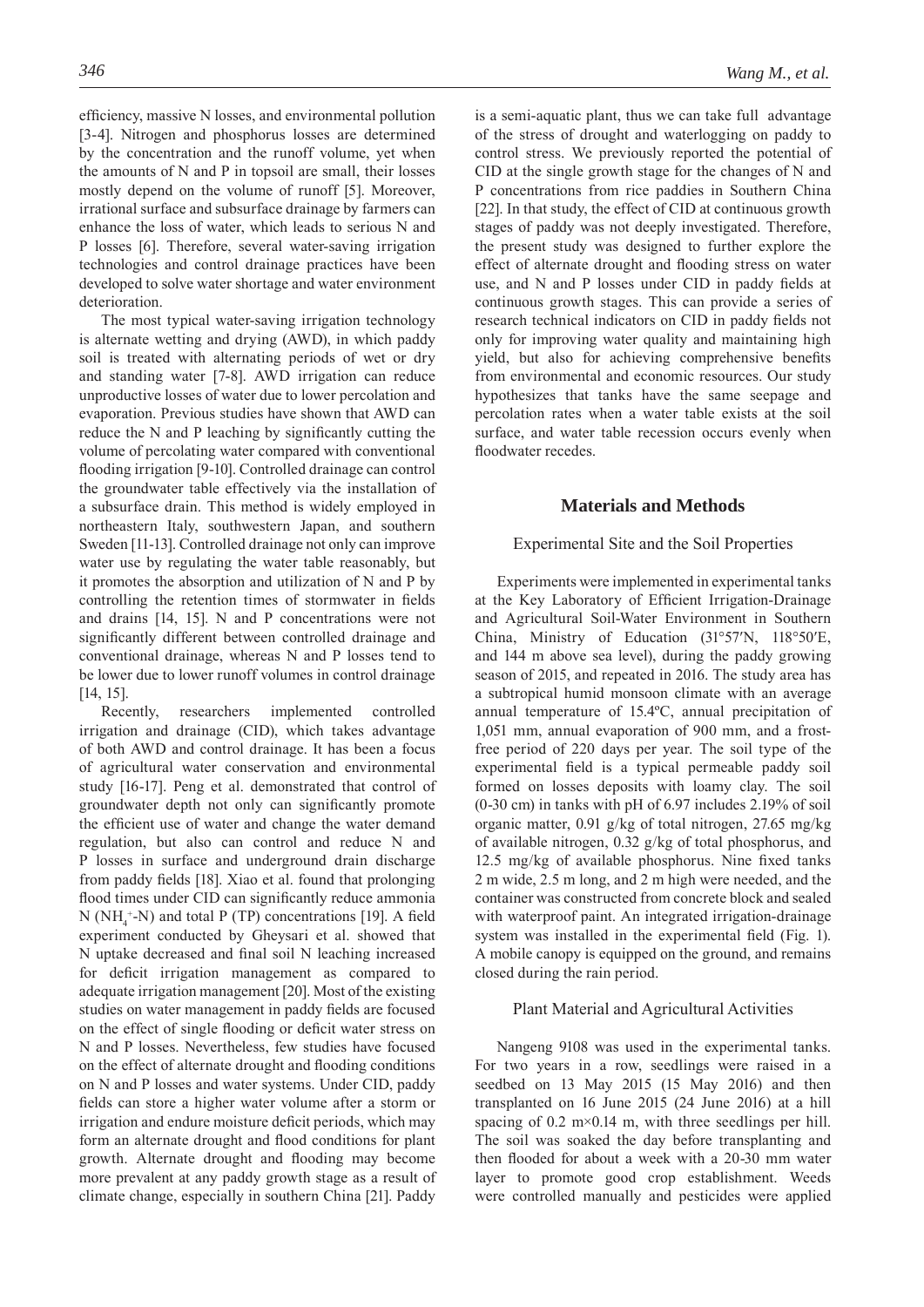efficiency, massive N losses, and environmental pollution [3-4]. Nitrogen and phosphorus losses are determined by the concentration and the runoff volume, yet when the amounts of N and P in topsoil are small, their losses mostly depend on the volume of runoff [5]. Moreover, irrational surface and subsurface drainage by farmers can enhance the loss of water, which leads to serious N and P losses [6]. Therefore, several water-saving irrigation technologies and control drainage practices have been developed to solve water shortage and water environment deterioration.

The most typical water-saving irrigation technology is alternate wetting and drying (AWD), in which paddy soil is treated with alternating periods of wet or dry and standing water [7-8]. AWD irrigation can reduce unproductive losses of water due to lower percolation and evaporation. Previous studies have shown that AWD can reduce the N and P leaching by significantly cutting the volume of percolating water compared with conventional flooding irrigation [9-10]. Controlled drainage can control the groundwater table effectively via the installation of a subsurface drain. This method is widely employed in northeastern Italy, southwestern Japan, and southern Sweden [11-13]. Controlled drainage not only can improve water use by regulating the water table reasonably, but it promotes the absorption and utilization of N and P by controlling the retention times of stormwater in fields and drains [14, 15]. N and P concentrations were not significantly different between controlled drainage and conventional drainage, whereas N and P losses tend to be lower due to lower runoff volumes in control drainage [14, 15].

Recently, researchers implemented controlled irrigation and drainage (CID), which takes advantage of both AWD and control drainage. It has been a focus of agricultural water conservation and environmental study [16-17]. Peng et al. demonstrated that control of groundwater depth not only can significantly promote the efficient use of water and change the water demand regulation, but also can control and reduce N and P losses in surface and underground drain discharge from paddy fields [18]. Xiao et al. found that prolonging flood times under CID can significantly reduce ammonia N ($NH_4^+$-N) and total P (TP) concentrations [19]. A field experiment conducted by Gheysari et al. showed that N uptake decreased and final soil N leaching increased for deficit irrigation management as compared to adequate irrigation management [20]. Most of the existing studies on water management in paddy fields are focused on the effect of single flooding or deficit water stress on N and P losses. Nevertheless, few studies have focused on the effect of alternate drought and flooding conditions on N and P losses and water systems. Under CID, paddy fields can store a higher water volume after a storm or irrigation and endure moisture deficit periods, which may form an alternate drought and flood conditions for plant growth. Alternate drought and flooding may become more prevalent at any paddy growth stage as a result of climate change, especially in southern China [21]. Paddy is a semi-aquatic plant, thus we can take full advantage of the stress of drought and waterlogging on paddy to control stress. We previously reported the potential of CID at the single growth stage for the changes of N and P concentrations from rice paddies in Southern China [22]. In that study, the effect of CID at continuous growth stages of paddy was not deeply investigated. Therefore, the present study was designed to further explore the effect of alternate drought and flooding stress on water use, and N and P losses under CID in paddy fields at continuous growth stages. This can provide a series of research technical indicators on CID in paddy fields not only for improving water quality and maintaining high yield, but also for achieving comprehensive benefits from environmental and economic resources. Our study hypothesizes that tanks have the same seepage and percolation rates when a water table exists at the soil surface, and water table recession occurs evenly when floodwater recedes.

## Materials and Methods

### Experimental Site and the Soil Properties

Experiments were implemented in experimental tanks at the Key Laboratory of Efficient Irrigation-Drainage and Agricultural Soil-Water Environment in Southern China, Ministry of Education (31°57′N, 118°50′E, and 144 m above sea level), during the paddy growing season of 2015, and repeated in 2016. The study area has a subtropical humid monsoon climate with an average annual temperature of 15.4ºC, annual precipitation of 1,051 mm, annual evaporation of 900 mm, and a frost-free period of 220 days per year. The soil type of the experimental field is a typical permeable paddy soil formed on losses deposits with loamy clay. The soil (0-30 cm) in tanks with pH of 6.97 includes 2.19% of soil organic matter, 0.91 g/kg of total nitrogen, 27.65 mg/kg of available nitrogen, 0.32 g/kg of total phosphorus, and 12.5 mg/kg of available phosphorus. Nine fixed tanks 2 m wide, 2.5 m long, and 2 m high were needed, and the container was constructed from concrete block and sealed with waterproof paint. An integrated irrigation-drainage system was installed in the experimental field (Fig. 1). A mobile canopy is equipped on the ground, and remains closed during the rain period.

### Plant Material and Agricultural Activities

Nangeng 9108 was used in the experimental tanks. For two years in a row, seedlings were raised in a seedbed on 13 May 2015 (15 May 2016) and then transplanted on 16 June 2015 (24 June 2016) at a hill spacing of 0.2 m×0.14 m, with three seedlings per hill. The soil was soaked the day before transplanting and then flooded for about a week with a 20-30 mm water layer to promote good crop establishment. Weeds were controlled manually and pesticides were applied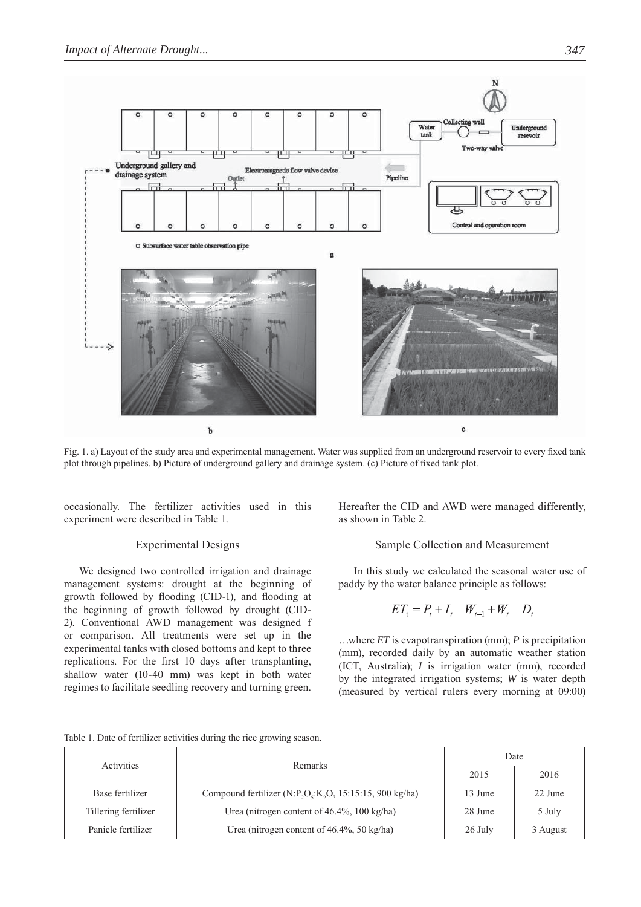Fig. 1. a) Layout of the study area and experimental management. Water was supplied from an underground reservoir to every fixed tank plot through pipelines. b) Picture of underground gallery and drainage system. (c) Picture of fixed tank plot.

occasionally. The fertilizer activities used in this experiment were described in Table 1.

## Experimental Designs

We designed two controlled irrigation and drainage management systems: drought at the beginning of growth followed by flooding (CID-1), and flooding at the beginning of growth followed by drought (CID-2). Conventional AWD management was designed f or comparison. All treatments were set up in the experimental tanks with closed bottoms and kept to three replications. For the first 10 days after transplanting, shallow water (10-40 mm) was kept in both water regimes to facilitate seedling recovery and turning green. Hereafter the CID and AWD were managed differently, as shown in Table 2.

## Sample Collection and Measurement

In this study we calculated the seasonal water use of paddy by the water balance principle as follows:

$$ET_t = P_t + I_t - W_{t-1} + W_t - D_t$$

…where *ET* is evapotranspiration (mm); *P* is precipitation (mm), recorded daily by an automatic weather station (ICT, Australia); *I* is irrigation water (mm), recorded by the integrated irrigation systems; *W* is water depth (measured by vertical rulers every morning at 09:00)

Table 1. Date of fertilizer activities during the rice growing season.

| Activities | Remarks | Date | |
|---|---|---|---|
| | | 2015 | 2016 |
| Base fertilizer | Compound fertilizer ($N$:$P_2O_5$:$K_2O$, 15:15:15, 900 kg/ha) | 13 June | 22 June |
| Tillering fertilizer | Urea (nitrogen content of 46.4%, 100 kg/ha) | 28 June | 5 July |
| Panicle fertilizer | Urea (nitrogen content of 46.4%, 50 kg/ha) | 26 July | 3 August |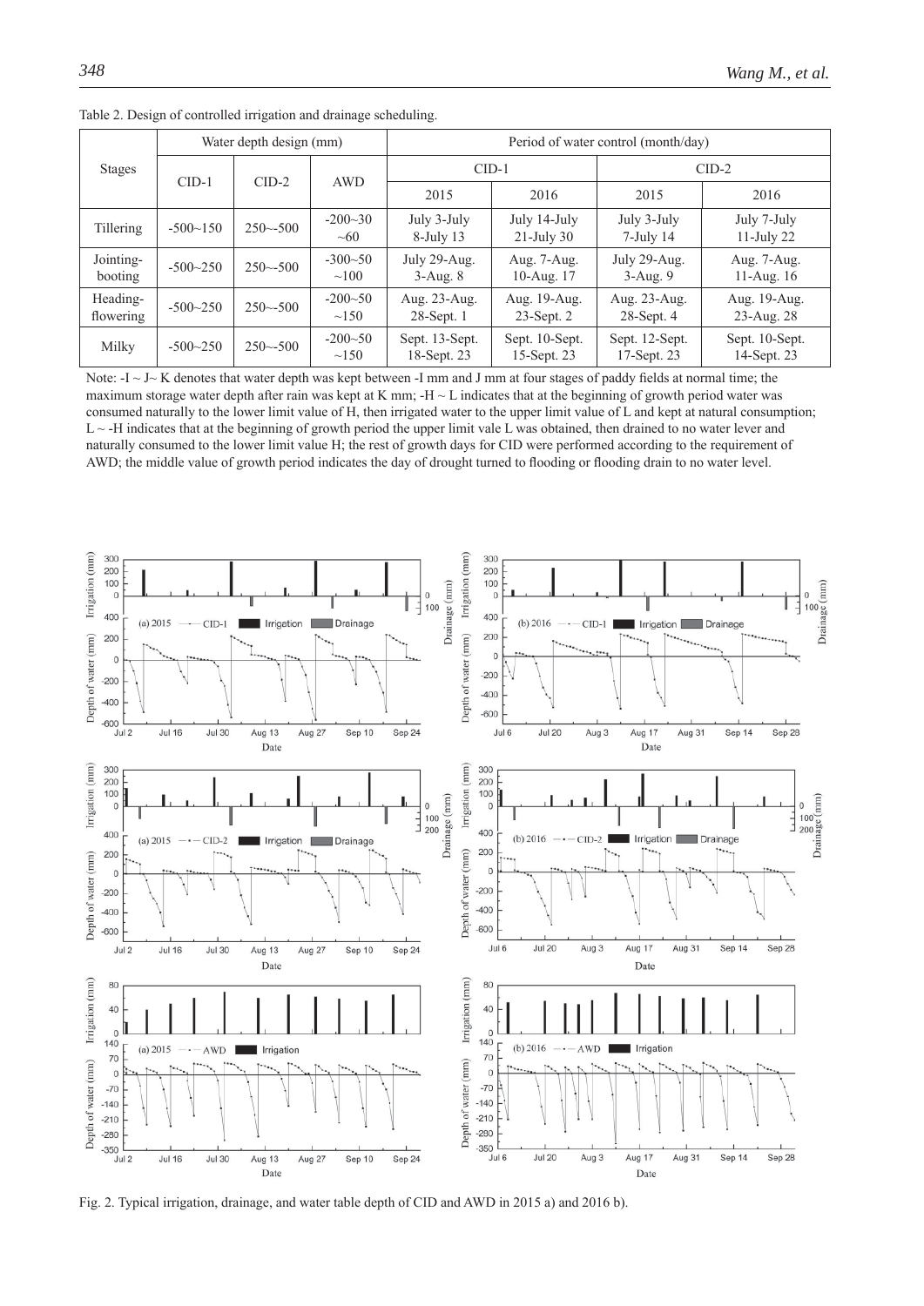Table 2. Design of controlled irrigation and drainage scheduling.

| Stages | Water depth design (mm) | | | Period of water control (month/day) | | | |
|---|---|---|---|---|---|---|---|
| | CID-1 | CID-2 | AWD | CID-1 | | CID-2 | |
| | | | | 2015 | 2016 | 2015 | 2016 |
| Tillering | -500~150 | 250~-500 | -200~30 ~60 | July 3-July 8-July 13 | July 14-July 21-July 30 | July 3-July 7-July 14 | July 7-July 11-July 22 |
| Jointing-booting | -500~250 | 250~-500 | -300~50 ~100 | July 29-Aug. 3-Aug. 8 | Aug. 7-Aug. 10-Aug. 17 | July 29-Aug. 3-Aug. 9 | Aug. 7-Aug. 11-Aug. 16 |
| Heading-flowering | -500~250 | 250~-500 | -200~50 ~150 | Aug. 23-Aug. 28-Sept. 1 | Aug. 19-Aug. 23-Sept. 2 | Aug. 23-Aug. 28-Sept. 4 | Aug. 19-Aug. 23-Aug. 28 |
| Milky | -500~250 | 250~-500 | -200~50 ~150 | Sept. 13-Sept. 18-Sept. 23 | Sept. 10-Sept. 15-Sept. 23 | Sept. 12-Sept. 17-Sept. 23 | Sept. 10-Sept. 14-Sept. 23 |

Note: -I ~ J~ K denotes that water depth was kept between -I mm and J mm at four stages of paddy fields at normal time; the maximum storage water depth after rain was kept at K mm; -H ~ L indicates that at the beginning of growth period water was consumed naturally to the lower limit value of H, then irrigated water to the upper limit value of L and kept at natural consumption; L ~ -H indicates that at the beginning of growth period the upper limit vale L was obtained, then drained to no water lever and naturally consumed to the lower limit value H; the rest of growth days for CID were performed according to the requirement of AWD; the middle value of growth period indicates the day of drought turned to flooding or flooding drain to no water level.

Fig. 2. Typical irrigation, drainage, and water table depth of CID and AWD in 2015 a) and 2016 b).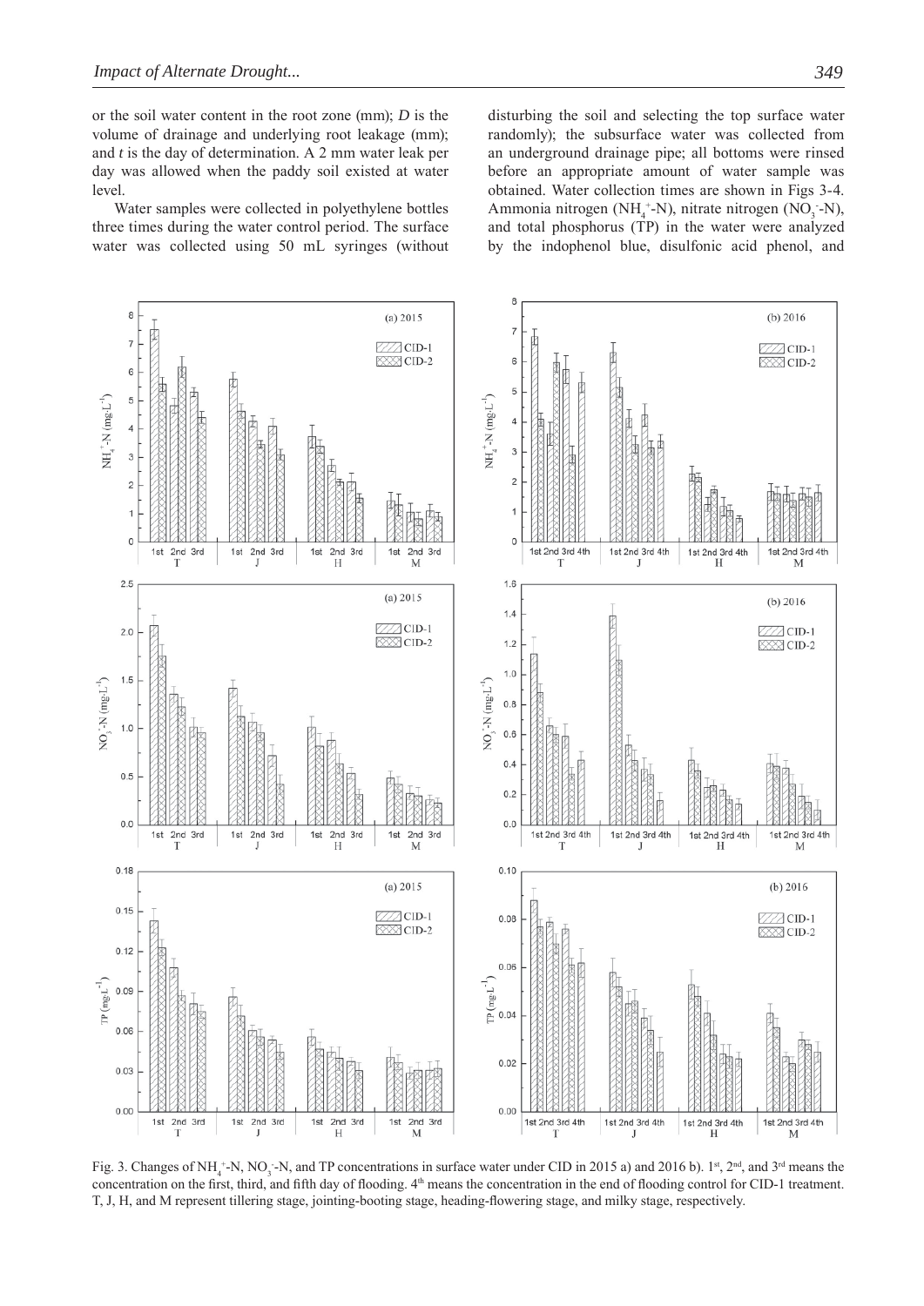or the soil water content in the root zone (mm); $D$ is the volume of drainage and underlying root leakage (mm); and $t$ is the day of determination. A 2 mm water leak per day was allowed when the paddy soil existed at water level.

Water samples were collected in polyethylene bottles three times during the water control period. The surface water was collected using 50 mL syringes (without disturbing the soil and selecting the top surface water randomly); the subsurface water was collected from an underground drainage pipe; all bottoms were rinsed before an appropriate amount of water sample was obtained. Water collection times are shown in Figs 3-4. Ammonia nitrogen ($NH_4^+$-N), nitrate nitrogen ($NO_3^-$-N), and total phosphorus (TP) in the water were analyzed by the indophenol blue, disulfonic acid phenol, and

Fig. 3. Changes of $NH_4^+$-N, $NO_3^-$-N, and TP concentrations in surface water under CID in 2015 a) and 2016 b). 1st, 2nd, and 3rd means the concentration on the first, third, and fifth day of flooding. 4th means the concentration in the end of flooding control for CID-1 treatment. T, J, H, and M represent tillering stage, jointing-booting stage, heading-flowering stage, and milky stage, respectively.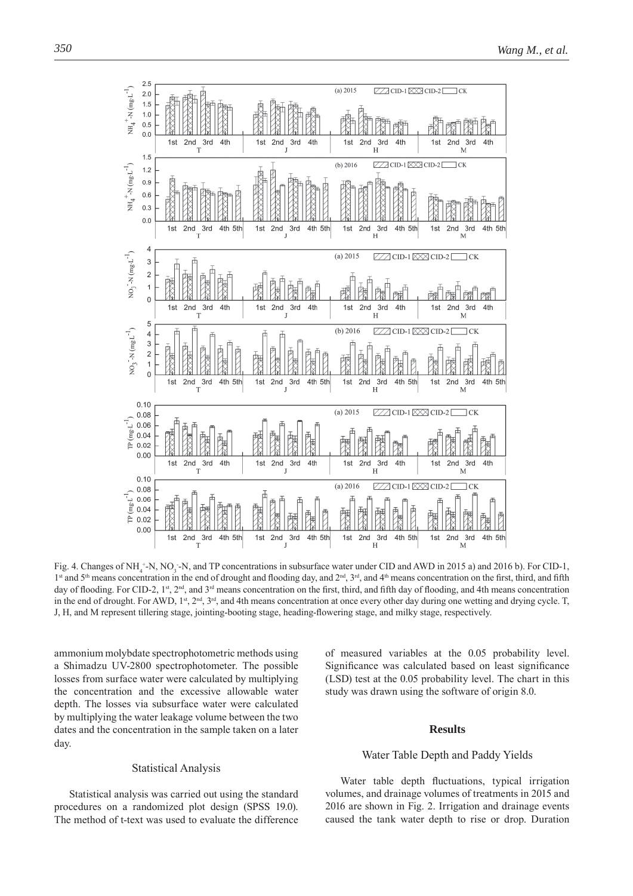Fig. 4. Changes of $NH_4^+$-N, $NO_3^-$-N, and TP concentrations in subsurface water under CID and AWD in 2015 a) and 2016 b). For CID-1, 1st and 5th means concentration in the end of drought and flooding day, and 2nd, 3rd, and 4th means concentration on the first, third, and fifth day of flooding. For CID-2, 1st, 2nd, and 3rd means concentration on the first, third, and fifth day of flooding, and 4th means concentration in the end of drought. For AWD, 1st, 2nd, 3rd, and 4th means concentration at once every other day during one wetting and drying cycle. T, J, H, and M represent tillering stage, jointing-booting stage, heading-flowering stage, and milky stage, respectively.

ammonium molybdate spectrophotometric methods using a Shimadzu UV-2800 spectrophotometer. The possible losses from surface water were calculated by multiplying the concentration and the excessive allowable water depth. The losses via subsurface water were calculated by multiplying the water leakage volume between the two dates and the concentration in the sample taken on a later day.

### Statistical Analysis

Statistical analysis was carried out using the standard procedures on a randomized plot design (SPSS 19.0). The method of t-text was used to evaluate the difference of measured variables at the 0.05 probability level. Significance was calculated based on least significance (LSD) test at the 0.05 probability level. The chart in this study was drawn using the software of origin 8.0.

## Results

### Water Table Depth and Paddy Yields

Water table depth fluctuations, typical irrigation volumes, and drainage volumes of treatments in 2015 and 2016 are shown in Fig. 2. Irrigation and drainage events caused the tank water depth to rise or drop. Duration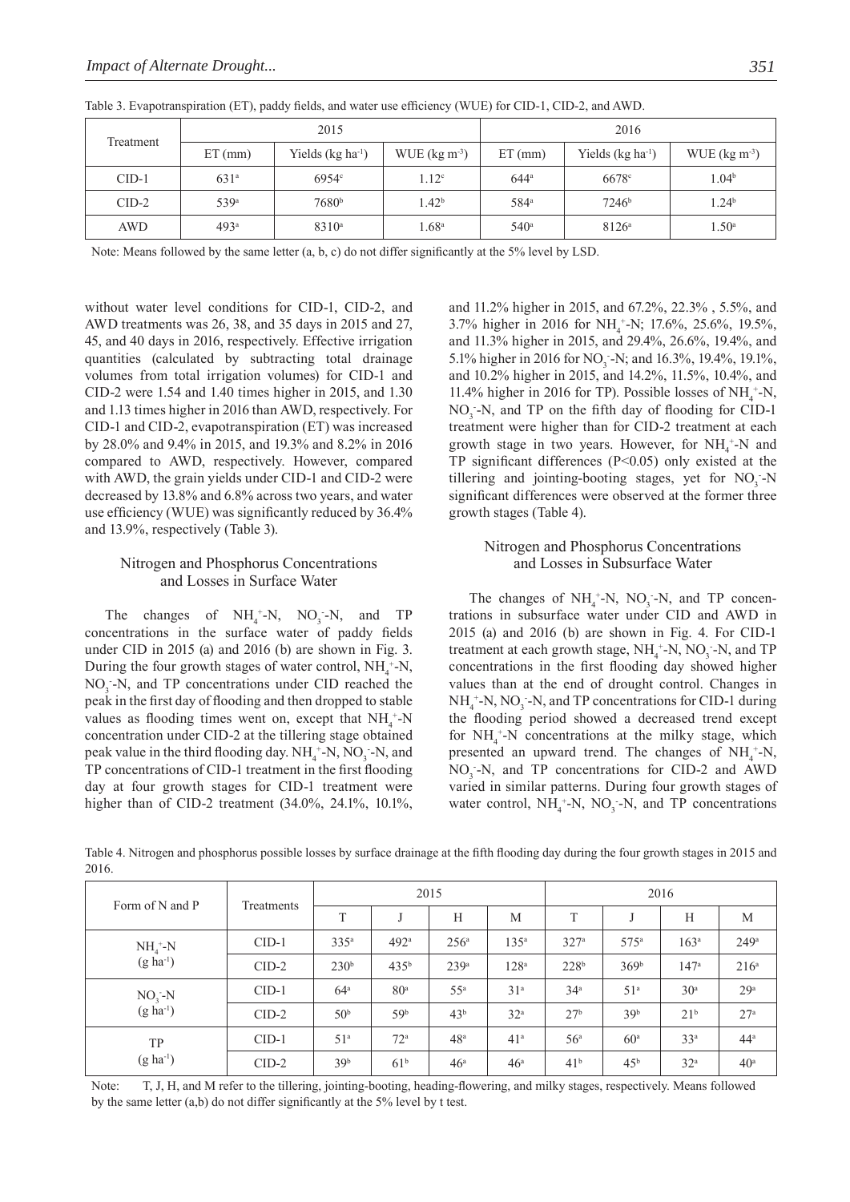Table 3. Evapotranspiration (ET), paddy fields, and water use efficiency (WUE) for CID-1, CID-2, and AWD.

| Treatment | 2015 | | | 2016 | | |
|---|---|---|---|---|---|---|
| | ET (mm) | Yields (kg ha$^{-1}$) | WUE (kg m$^{-3}$) | ET (mm) | Yields (kg ha$^{-1}$) | WUE (kg m$^{-3}$) |
| CID-1 | 631$^{a}$ | 6954$^{c}$ | 1.12$^{c}$ | 644$^{a}$ | 6678$^{c}$ | 1.04$^{b}$ |
| CID-2 | 539$^{a}$ | 7680$^{b}$ | 1.42$^{b}$ | 584$^{a}$ | 7246$^{b}$ | 1.24$^{b}$ |
| AWD | 493$^{a}$ | 8310$^{a}$ | 1.68$^{a}$ | 540$^{a}$ | 8126$^{a}$ | 1.50$^{a}$ |

Note: Means followed by the same letter (a, b, c) do not differ significantly at the 5% level by LSD.

without water level conditions for CID-1, CID-2, and AWD treatments was 26, 38, and 35 days in 2015 and 27, 45, and 40 days in 2016, respectively. Effective irrigation quantities (calculated by subtracting total drainage volumes from total irrigation volumes) for CID-1 and CID-2 were 1.54 and 1.40 times higher in 2015, and 1.30 and 1.13 times higher in 2016 than AWD, respectively. For CID-1 and CID-2, evapotranspiration (ET) was increased by 28.0% and 9.4% in 2015, and 19.3% and 8.2% in 2016 compared to AWD, respectively. However, compared with AWD, the grain yields under CID-1 and CID-2 were decreased by 13.8% and 6.8% across two years, and water use efficiency (WUE) was significantly reduced by 36.4% and 13.9%, respectively (Table 3).

## Nitrogen and Phosphorus Concentrations and Losses in Surface Water

The changes of $NH_4^+$-N, $NO_3^-$-N, and TP concentrations in the surface water of paddy fields under CID in 2015 (a) and 2016 (b) are shown in Fig. 3. During the four growth stages of water control, $NH_4^+$-N, $NO_3^-$-N, and TP concentrations under CID reached the peak in the first day of flooding and then dropped to stable values as flooding times went on, except that $NH_4^+$-N concentration under CID-2 at the tillering stage obtained peak value in the third flooding day. $NH_4^+$-N, $NO_3^-$-N, and TP concentrations of CID-1 treatment in the first flooding day at four growth stages for CID-1 treatment were higher than of CID-2 treatment (34.0%, 24.1%, 10.1%, and 11.2% higher in 2015, and 67.2%, 22.3% , 5.5%, and 3.7% higher in 2016 for $NH_4^+$-N; 17.6%, 25.6%, 19.5%, and 11.3% higher in 2015, and 29.4%, 26.6%, 19.4%, and 5.1% higher in 2016 for $NO_3^-$-N; and 16.3%, 19.4%, 19.1%, and 10.2% higher in 2015, and 14.2%, 11.5%, 10.4%, and 11.4% higher in 2016 for TP). Possible losses of $NH_4^+$-N, $NO_3^-$-N, and TP on the fifth day of flooding for CID-1 treatment were higher than for CID-2 treatment at each growth stage in two years. However, for $NH_4^+$-N and TP significant differences ($P<0.05$) only existed at the tillering and jointing-booting stages, yet for $NO_3^-$-N significant differences were observed at the former three growth stages (Table 4).

## Nitrogen and Phosphorus Concentrations and Losses in Subsurface Water

The changes of $NH_4^+$-N, $NO_3^-$-N, and TP concentrations in subsurface water under CID and AWD in 2015 (a) and 2016 (b) are shown in Fig. 4. For CID-1 treatment at each growth stage, $NH_4^+$-N, $NO_3^-$-N, and TP concentrations in the first flooding day showed higher values than at the end of drought control. Changes in $NH_4^+$-N, $NO_3^-$-N, and TP concentrations for CID-1 during the flooding period showed a decreased trend except for $NH_4^+$-N concentrations at the milky stage, which presented an upward trend. The changes of $NH_4^+$-N, $NO_3^-$-N, and TP concentrations for CID-2 and AWD varied in similar patterns. During four growth stages of water control, $NH_4^+$-N, $NO_3^-$-N, and TP concentrations

Table 4. Nitrogen and phosphorus possible losses by surface drainage at the fifth flooding day during the four growth stages in 2015 and 2016.

| Form of N and P | Treatments | 2015 | | | | 2016 | | | |
|---|---|---|---|---|---|---|---|---|---|
| | | T | J | H | M | T | J | H | M |
| $NH_4^+$-N (g ha$^{-1}$) | CID-1 | 335$^{a}$ | 492$^{a}$ | 256$^{a}$ | 135$^{a}$ | 327$^{a}$ | 575$^{a}$ | 163$^{a}$ | 249$^{a}$ |
| | CID-2 | 230$^{b}$ | 435$^{b}$ | 239$^{a}$ | 128$^{a}$ | 228$^{b}$ | 369$^{b}$ | 147$^{a}$ | 216$^{a}$ |
| $NO_3^-$-N (g ha$^{-1}$) | CID-1 | 64$^{a}$ | 80$^{a}$ | 55$^{a}$ | 31$^{a}$ | 34$^{a}$ | 51$^{a}$ | 30$^{a}$ | 29$^{a}$ |
| | CID-2 | 50$^{b}$ | 59$^{b}$ | 43$^{b}$ | 32$^{a}$ | 27$^{b}$ | 39$^{b}$ | 21$^{b}$ | 27$^{a}$ |
| TP (g ha$^{-1}$) | CID-1 | 51$^{a}$ | 72$^{a}$ | 48$^{a}$ | 41$^{a}$ | 56$^{a}$ | 60$^{a}$ | 33$^{a}$ | 44$^{a}$ |
| | CID-2 | 39$^{b}$ | 61$^{b}$ | 46$^{a}$ | 46$^{a}$ | 41$^{b}$ | 45$^{b}$ | 32$^{a}$ | 40$^{a}$ |

Note: T, J, H, and M refer to the tillering, jointing-booting, heading-flowering, and milky stages, respectively. Means followed by the same letter (a,b) do not differ significantly at the 5% level by t test.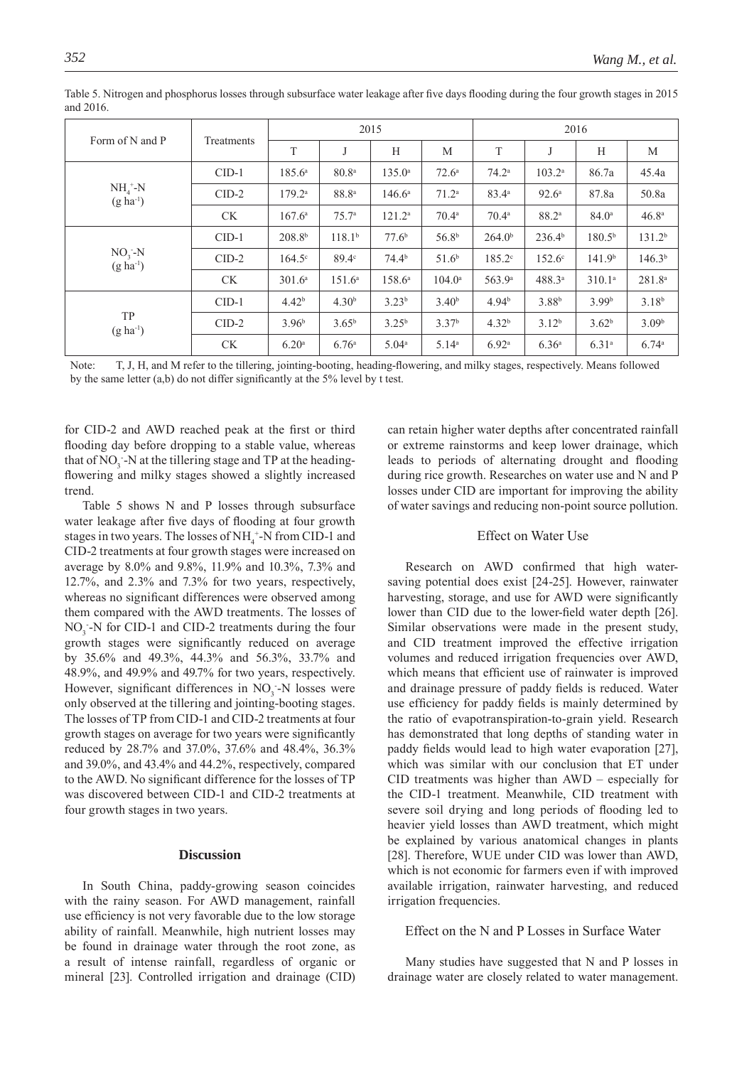Table 5. Nitrogen and phosphorus losses through subsurface water leakage after five days flooding during the four growth stages in 2015 and 2016.

| Form of N and P | Treatments | 2015 | | | | 2016 | | | |
|---|---|---|---|---|---|---|---|---|---|
| | | T | J | H | M | T | J | H | M |
| $NH_4^+$-N ($g\ ha^{-1}$) | CID-1 | 185.6[a] | 80.8[a] | 135.0[a] | 72.6[a] | 74.2[a] | 103.2[a] | 86.7a | 45.4a |
| | CID-2 | 179.2[a] | 88.8[a] | 146.6[a] | 71.2[a] | 83.4[a] | 92.6[a] | 87.8a | 50.8a |
| | CK | 167.6[a] | 75.7[a] | 121.2[a] | 70.4[a] | 70.4[a] | 88.2[a] | 84.0[a] | 46.8[a] |
| $NO_3^-$-N ($g\ ha^{-1}$) | CID-1 | 208.8[b] | 118.1[b] | 77.6[b] | 56.8[b] | 264.0[b] | 236.4[b] | 180.5[b] | 131.2[b] |
| | CID-2 | 164.5[c] | 89.4[c] | 74.4[b] | 51.6[b] | 185.2[c] | 152.6[c] | 141.9[b] | 146.3[b] |
| | CK | 301.6[a] | 151.6[a] | 158.6[a] | 104.0[a] | 563.9[a] | 488.3[a] | 310.1[a] | 281.8[a] |
| TP ($g\ ha^{-1}$) | CID-1 | 4.42[b] | 4.30[b] | 3.23[b] | 3.40[b] | 4.94[b] | 3.88[b] | 3.99[b] | 3.18[b] |
| | CID-2 | 3.96[b] | 3.65[b] | 3.25[b] | 3.37[b] | 4.32[b] | 3.12[b] | 3.62[b] | 3.09[b] |
| | CK | 6.20[a] | 6.76[a] | 5.04[a] | 5.14[a] | 6.92[a] | 6.36[a] | 6.31[a] | 6.74[a] |

Note: T, J, H, and M refer to the tillering, jointing-booting, heading-flowering, and milky stages, respectively. Means followed by the same letter (a,b) do not differ significantly at the 5% level by t test.

for CID-2 and AWD reached peak at the first or third flooding day before dropping to a stable value, whereas that of $NO_3^-$-N at the tillering stage and TP at the heading-flowering and milky stages showed a slightly increased trend.

Table 5 shows N and P losses through subsurface water leakage after five days of flooding at four growth stages in two years. The losses of $NH_4^+$-N from CID-1 and CID-2 treatments at four growth stages were increased on average by 8.0% and 9.8%, 11.9% and 10.3%, 7.3% and 12.7%, and 2.3% and 7.3% for two years, respectively, whereas no significant differences were observed among them compared with the AWD treatments. The losses of $NO_3^-$-N for CID-1 and CID-2 treatments during the four growth stages were significantly reduced on average by 35.6% and 49.3%, 44.3% and 56.3%, 33.7% and 48.9%, and 49.9% and 49.7% for two years, respectively. However, significant differences in $NO_3^-$-N losses were only observed at the tillering and jointing-booting stages. The losses of TP from CID-1 and CID-2 treatments at four growth stages on average for two years were significantly reduced by 28.7% and 37.0%, 37.6% and 48.4%, 36.3% and 39.0%, and 43.4% and 44.2%, respectively, compared to the AWD. No significant difference for the losses of TP was discovered between CID-1 and CID-2 treatments at four growth stages in two years.

## Discussion

In South China, paddy-growing season coincides with the rainy season. For AWD management, rainfall use efficiency is not very favorable due to the low storage ability of rainfall. Meanwhile, high nutrient losses may be found in drainage water through the root zone, as a result of intense rainfall, regardless of organic or mineral [23]. Controlled irrigation and drainage (CID) can retain higher water depths after concentrated rainfall or extreme rainstorms and keep lower drainage, which leads to periods of alternating drought and flooding during rice growth. Researches on water use and N and P losses under CID are important for improving the ability of water savings and reducing non-point source pollution.

### Effect on Water Use

Research on AWD confirmed that high water-saving potential does exist [24-25]. However, rainwater harvesting, storage, and use for AWD were significantly lower than CID due to the lower-field water depth [26]. Similar observations were made in the present study, and CID treatment improved the effective irrigation volumes and reduced irrigation frequencies over AWD, which means that efficient use of rainwater is improved and drainage pressure of paddy fields is reduced. Water use efficiency for paddy fields is mainly determined by the ratio of evapotranspiration-to-grain yield. Research has demonstrated that long depths of standing water in paddy fields would lead to high water evaporation [27], which was similar with our conclusion that ET under CID treatments was higher than AWD – especially for the CID-1 treatment. Meanwhile, CID treatment with severe soil drying and long periods of flooding led to heavier yield losses than AWD treatment, which might be explained by various anatomical changes in plants [28]. Therefore, WUE under CID was lower than AWD, which is not economic for farmers even if with improved available irrigation, rainwater harvesting, and reduced irrigation frequencies.

### Effect on the N and P Losses in Surface Water

Many studies have suggested that N and P losses in drainage water are closely related to water management.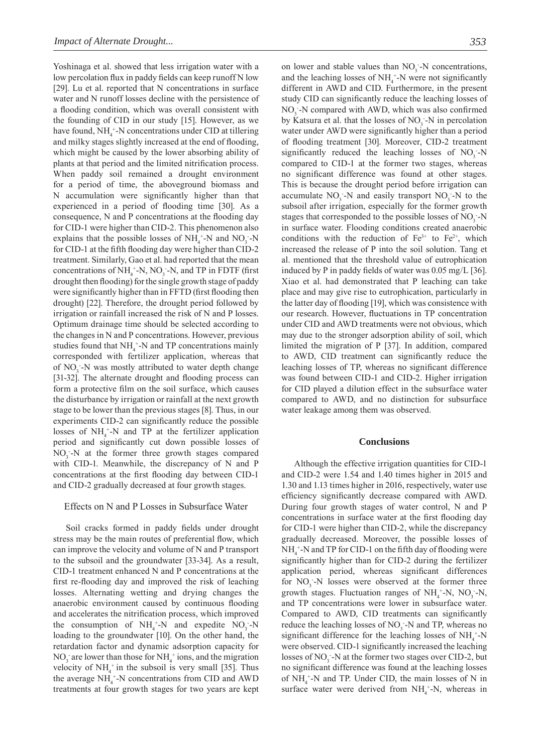Yoshinaga et al. showed that less irrigation water with a low percolation flux in paddy fields can keep runoff N low [29]. Lu et al. reported that N concentrations in surface water and N runoff losses decline with the persistence of a flooding condition, which was overall consistent with the founding of CID in our study [15]. However, as we have found, $NH_4^+$-N concentrations under CID at tillering and milky stages slightly increased at the end of flooding, which might be caused by the lower absorbing ability of plants at that period and the limited nitrification process. When paddy soil remained a drought environment for a period of time, the aboveground biomass and N accumulation were significantly higher than that experienced in a period of flooding time [30]. As a consequence, N and P concentrations at the flooding day for CID-1 were higher than CID-2. This phenomenon also explains that the possible losses of $NH_4^+$-N and $NO_3^-$-N for CID-1 at the fifth flooding day were higher than CID-2 treatment. Similarly, Gao et al. had reported that the mean concentrations of $NH_4^+$-N, $NO_3^-$-N, and TP in FDTF (first drought then flooding) for the single growth stage of paddy were significantly higher than in FFTD (first flooding then drought) [22]. Therefore, the drought period followed by irrigation or rainfall increased the risk of N and P losses. Optimum drainage time should be selected according to the changes in N and P concentrations. However, previous studies found that $NH_4^+$-N and TP concentrations mainly corresponded with fertilizer application, whereas that of $NO_3^-$-N was mostly attributed to water depth change [31-32]. The alternate drought and flooding process can form a protective film on the soil surface, which causes the disturbance by irrigation or rainfall at the next growth stage to be lower than the previous stages [8]. Thus, in our experiments CID-2 can significantly reduce the possible losses of $NH_4^+$-N and TP at the fertilizer application period and significantly cut down possible losses of $NO_3^-$-N at the former three growth stages compared with CID-1. Meanwhile, the discrepancy of N and P concentrations at the first flooding day between CID-1 and CID-2 gradually decreased at four growth stages.

### Effects on N and P Losses in Subsurface Water

Soil cracks formed in paddy fields under drought stress may be the main routes of preferential flow, which can improve the velocity and volume of N and P transport to the subsoil and the groundwater [33-34]. As a result, CID-1 treatment enhanced N and P concentrations at the first re-flooding day and improved the risk of leaching losses. Alternating wetting and drying changes the anaerobic environment caused by continuous flooding and accelerates the nitrification process, which improved the consumption of $NH_4^+$-N and expedite $NO_3^-$-N loading to the groundwater [10]. On the other hand, the retardation factor and dynamic adsorption capacity for $NO_3^-$ are lower than those for $NH_4^+$ ions, and the migration velocity of $NH_4^+$ in the subsoil is very small [35]. Thus the average $NH_4^+$-N concentrations from CID and AWD treatments at four growth stages for two years are kept on lower and stable values than $NO_3^-$-N concentrations, and the leaching losses of $NH_4^+$-N were not significantly different in AWD and CID. Furthermore, in the present study CID can significantly reduce the leaching losses of $NO_3^-$-N compared with AWD, which was also confirmed by Katsura et al. that the losses of $NO_3^-$-N in percolation water under AWD were significantly higher than a period of flooding treatment [30]. Moreover, CID-2 treatment significantly reduced the leaching losses of $NO_3^-$-N compared to CID-1 at the former two stages, whereas no significant difference was found at other stages. This is because the drought period before irrigation can accumulate $NO_3^-$-N and easily transport $NO_3^-$-N to the subsoil after irrigation, especially for the former growth stages that corresponded to the possible losses of $NO_3^-$-N in surface water. Flooding conditions created anaerobic conditions with the reduction of $Fe^{3+}$ to $Fe^{2+}$, which increased the release of P into the soil solution. Tang et al. mentioned that the threshold value of eutrophication induced by P in paddy fields of water was 0.05 mg/L [36]. Xiao et al. had demonstrated that P leaching can take place and may give rise to eutrophication, particularly in the latter day of flooding [19], which was consistence with our research. However, fluctuations in TP concentration under CID and AWD treatments were not obvious, which may due to the stronger adsorption ability of soil, which limited the migration of P [37]. In addition, compared to AWD, CID treatment can significantly reduce the leaching losses of TP, whereas no significant difference was found between CID-1 and CID-2. Higher irrigation for CID played a dilution effect in the subsurface water compared to AWD, and no distinction for subsurface water leakage among them was observed.

## Conclusions

Although the effective irrigation quantities for CID-1 and CID-2 were 1.54 and 1.40 times higher in 2015 and 1.30 and 1.13 times higher in 2016, respectively, water use efficiency significantly decrease compared with AWD. During four growth stages of water control, N and P concentrations in surface water at the first flooding day for CID-1 were higher than CID-2, while the discrepancy gradually decreased. Moreover, the possible losses of $NH_4^+$-N and TP for CID-1 on the fifth day of flooding were significantly higher than for CID-2 during the fertilizer application period, whereas significant differences for $NO_3^-$-N losses were observed at the former three growth stages. Fluctuation ranges of $NH_4^+$-N, $NO_3^-$-N, and TP concentrations were lower in subsurface water. Compared to AWD, CID treatments can significantly reduce the leaching losses of $NO_3^-$-N and TP, whereas no significant difference for the leaching losses of $NH_4^+$-N were observed. CID-1 significantly increased the leaching losses of $NO_3^-$-N at the former two stages over CID-2, but no significant difference was found at the leaching losses of $NH_4^+$-N and TP. Under CID, the main losses of N in surface water were derived from $NH_4^+$-N, whereas in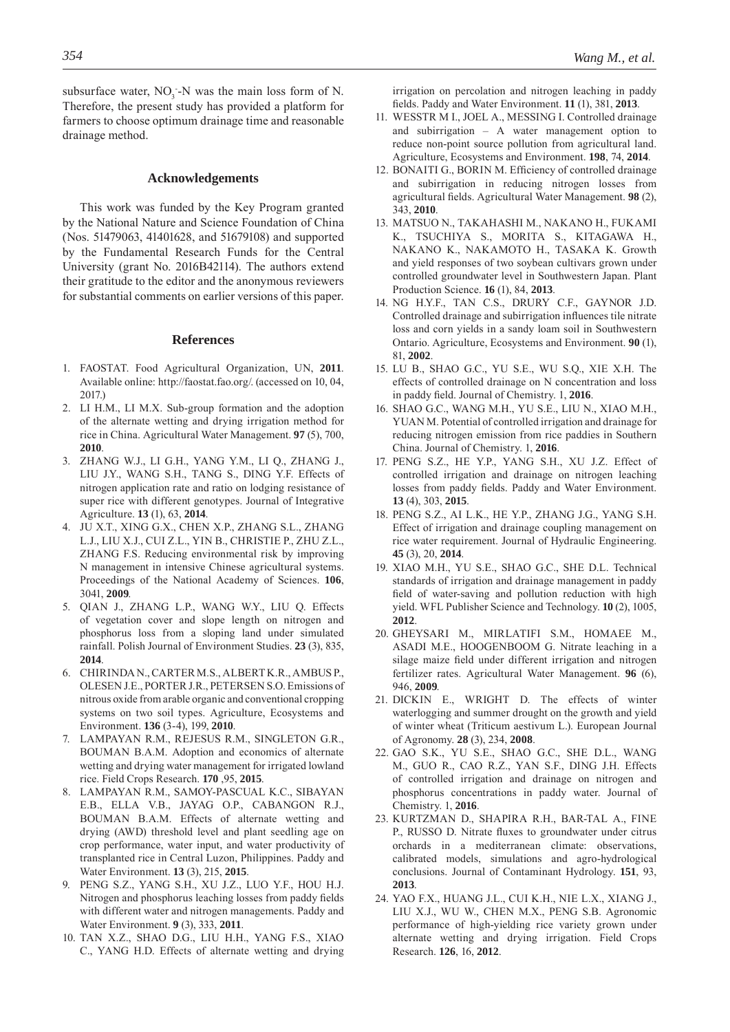subsurface water, $NO_3^-$-N was the main loss form of N. Therefore, the present study has provided a platform for farmers to choose optimum drainage time and reasonable drainage method.

## Acknowledgements

This work was funded by the Key Program granted by the National Nature and Science Foundation of China (Nos. 51479063, 41401628, and 51679108) and supported by the Fundamental Research Funds for the Central University (grant No. 2016B42114). The authors extend their gratitude to the editor and the anonymous reviewers for substantial comments on earlier versions of this paper.

## References

1. FAOSTAT. Food Agricultural Organization, UN, **2011**. Available online: http://faostat.fao.org/. (accessed on 10, 04, 2017.)
2. LI H.M., LI M.X. Sub-group formation and the adoption of the alternate wetting and drying irrigation method for rice in China. Agricultural Water Management. **97** (5), 700, **2010**.
3. ZHANG W.J., LI G.H., YANG Y.M., LI Q., ZHANG J., LIU J.Y., WANG S.H., TANG S., DING Y.F. Effects of nitrogen application rate and ratio on lodging resistance of super rice with different genotypes. Journal of Integrative Agriculture. **13** (1), 63, **2014**.
4. JU X.T., XING G.X., CHEN X.P., ZHANG S.L., ZHANG L.J., LIU X.J., CUI Z.L., YIN B., CHRISTIE P., ZHU Z.L., ZHANG F.S. Reducing environmental risk by improving N management in intensive Chinese agricultural systems. Proceedings of the National Academy of Sciences. **106**, 3041, **2009**.
5. QIAN J., ZHANG L.P., WANG W.Y., LIU Q. Effects of vegetation cover and slope length on nitrogen and phosphorus loss from a sloping land under simulated rainfall. Polish Journal of Environment Studies. **23** (3), 835, **2014**.
6. CHIRINDA N., CARTER M.S., ALBERT K.R., AMBUS P., OLESEN J.E., PORTER J.R., PETERSEN S.O. Emissions of nitrous oxide from arable organic and conventional cropping systems on two soil types. Agriculture, Ecosystems and Environment. **136** (3-4), 199, **2010**.
7. LAMPAYAN R.M., REJESUS R.M., SINGLETON G.R., BOUMAN B.A.M. Adoption and economics of alternate wetting and drying water management for irrigated lowland rice. Field Crops Research. **170** ,95, **2015**.
8. LAMPAYAN R.M., SAMOY-PASCUAL K.C., SIBAYAN E.B., ELLA V.B., JAYAG O.P., CABANGON R.J., BOUMAN B.A.M. Effects of alternate wetting and drying (AWD) threshold level and plant seedling age on crop performance, water input, and water productivity of transplanted rice in Central Luzon, Philippines. Paddy and Water Environment. **13** (3), 215, **2015**.
9. PENG S.Z., YANG S.H., XU J.Z., LUO Y.F., HOU H.J. Nitrogen and phosphorus leaching losses from paddy fields with different water and nitrogen managements. Paddy and Water Environment. **9** (3), 333, **2011**.
10. TAN X.Z., SHAO D.G., LIU H.H., YANG F.S., XIAO C., YANG H.D. Effects of alternate wetting and drying irrigation on percolation and nitrogen leaching in paddy fields. Paddy and Water Environment. **11** (1), 381, **2013**.
11. WESSTR M I., JOEL A., MESSING I. Controlled drainage and subirrigation – A water management option to reduce non-point source pollution from agricultural land. Agriculture, Ecosystems and Environment. **198**, 74, **2014**.
12. BONAITI G., BORIN M. Efficiency of controlled drainage and subirrigation in reducing nitrogen losses from agricultural fields. Agricultural Water Management. **98** (2), 343, **2010**.
13. MATSUO N., TAKAHASHI M., NAKANO H., FUKAMI K., TSUCHIYA S., MORITA S., KITAGAWA H., NAKANO K., NAKAMOTO H., TASAKA K. Growth and yield responses of two soybean cultivars grown under controlled groundwater level in Southwestern Japan. Plant Production Science. **16** (1), 84, **2013**.
14. NG H.Y.F., TAN C.S., DRURY C.F., GAYNOR J.D. Controlled drainage and subirrigation influences tile nitrate loss and corn yields in a sandy loam soil in Southwestern Ontario. Agriculture, Ecosystems and Environment. **90** (1), 81, **2002**.
15. LU B., SHAO G.C., YU S.E., WU S.Q., XIE X.H. The effects of controlled drainage on N concentration and loss in paddy field. Journal of Chemistry. 1, **2016**.
16. SHAO G.C., WANG M.H., YU S.E., LIU N., XIAO M.H., YUAN M. Potential of controlled irrigation and drainage for reducing nitrogen emission from rice paddies in Southern China. Journal of Chemistry. 1, **2016**.
17. PENG S.Z., HE Y.P., YANG S.H., XU J.Z. Effect of controlled irrigation and drainage on nitrogen leaching losses from paddy fields. Paddy and Water Environment. **13** (4), 303, **2015**.
18. PENG S.Z., AI L.K., HE Y.P., ZHANG J.G., YANG S.H. Effect of irrigation and drainage coupling management on rice water requirement. Journal of Hydraulic Engineering. **45** (3), 20, **2014**.
19. XIAO M.H., YU S.E., SHAO G.C., SHE D.L. Technical standards of irrigation and drainage management in paddy field of water-saving and pollution reduction with high yield. WFL Publisher Science and Technology. **10** (2), 1005, **2012**.
20. GHEYSARI M., MIRLATIFI S.M., HOMAEE M., ASADI M.E., HOOGENBOOM G. Nitrate leaching in a silage maize field under different irrigation and nitrogen fertilizer rates. Agricultural Water Management. **96** (6), 946, **2009**.
21. DICKIN E., WRIGHT D. The effects of winter waterlogging and summer drought on the growth and yield of winter wheat (Triticum aestivum L.). European Journal of Agronomy. **28** (3), 234, **2008**.
22. GAO S.K., YU S.E., SHAO G.C., SHE D.L., WANG M., GUO R., CAO R.Z., YAN S.F., DING J.H. Effects of controlled irrigation and drainage on nitrogen and phosphorus concentrations in paddy water. Journal of Chemistry. 1, **2016**.
23. KURTZMAN D., SHAPIRA R.H., BAR-TAL A., FINE P., RUSSO D. Nitrate fluxes to groundwater under citrus orchards in a mediterranean climate: observations, calibrated models, simulations and agro-hydrological conclusions. Journal of Contaminant Hydrology. **151**, 93, **2013**.
24. YAO F.X., HUANG J.L., CUI K.H., NIE L.X., XIANG J., LIU X.J., WU W., CHEN M.X., PENG S.B. Agronomic performance of high-yielding rice variety grown under alternate wetting and drying irrigation. Field Crops Research. **126**, 16, **2012**.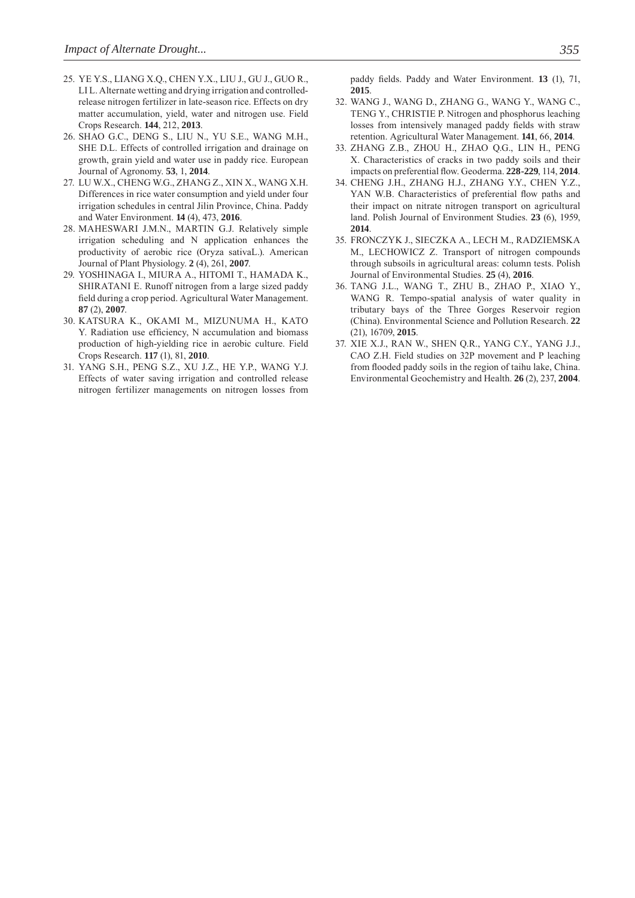25. YE Y.S., LIANG X.Q., CHEN Y.X., LIU J., GU J., GUO R., LI L. Alternate wetting and drying irrigation and controlled-release nitrogen fertilizer in late-season rice. Effects on dry matter accumulation, yield, water and nitrogen use. Field Crops Research. **144**, 212, **2013**.
26. SHAO G.C., DENG S., LIU N., YU S.E., WANG M.H., SHE D.L. Effects of controlled irrigation and drainage on growth, grain yield and water use in paddy rice. European Journal of Agronomy. **53**, 1, **2014**.
27. LU W.X., CHENG W.G., ZHANG Z., XIN X., WANG X.H. Differences in rice water consumption and yield under four irrigation schedules in central Jilin Province, China. Paddy and Water Environment. **14** (4), 473, **2016**.
28. MAHESWARI J.M.N., MARTIN G.J. Relatively simple irrigation scheduling and N application enhances the productivity of aerobic rice (Oryza sativaL.). American Journal of Plant Physiology. **2** (4), 261, **2007**.
29. YOSHINAGA I., MIURA A., HITOMI T., HAMADA K., SHIRATANI E. Runoff nitrogen from a large sized paddy field during a crop period. Agricultural Water Management. **87** (2), **2007**.
30. KATSURA K., OKAMI M., MIZUNUMA H., KATO Y. Radiation use efficiency, N accumulation and biomass production of high-yielding rice in aerobic culture. Field Crops Research. **117** (1), 81, **2010**.
31. YANG S.H., PENG S.Z., XU J.Z., HE Y.P., WANG Y.J. Effects of water saving irrigation and controlled release nitrogen fertilizer managements on nitrogen losses from paddy fields. Paddy and Water Environment. **13** (1), 71, **2015**.
32. WANG J., WANG D., ZHANG G., WANG Y., WANG C., TENG Y., CHRISTIE P. Nitrogen and phosphorus leaching losses from intensively managed paddy fields with straw retention. Agricultural Water Management. **141**, 66, **2014**.
33. ZHANG Z.B., ZHOU H., ZHAO Q.G., LIN H., PENG X. Characteristics of cracks in two paddy soils and their impacts on preferential flow. Geoderma. **228-229**, 114, **2014**.
34. CHENG J.H., ZHANG H.J., ZHANG Y.Y., CHEN Y.Z., YAN W.B. Characteristics of preferential flow paths and their impact on nitrate nitrogen transport on agricultural land. Polish Journal of Environment Studies. **23** (6), 1959, **2014**.
35. FRONCZYK J., SIECZKA A., LECH M., RADZIEMSKA M., LECHOWICZ Z. Transport of nitrogen compounds through subsoils in agricultural areas: column tests. Polish Journal of Environmental Studies. **25** (4), **2016**.
36. TANG J.L., WANG T., ZHU B., ZHAO P., XIAO Y., WANG R. Tempo-spatial analysis of water quality in tributary bays of the Three Gorges Reservoir region (China). Environmental Science and Pollution Research. **22** (21), 16709, **2015**.
37. XIE X.J., RAN W., SHEN Q.R., YANG C.Y., YANG J.J., CAO Z.H. Field studies on 32P movement and P leaching from flooded paddy soils in the region of taihu lake, China. Environmental Geochemistry and Health. **26** (2), 237, **2004**.